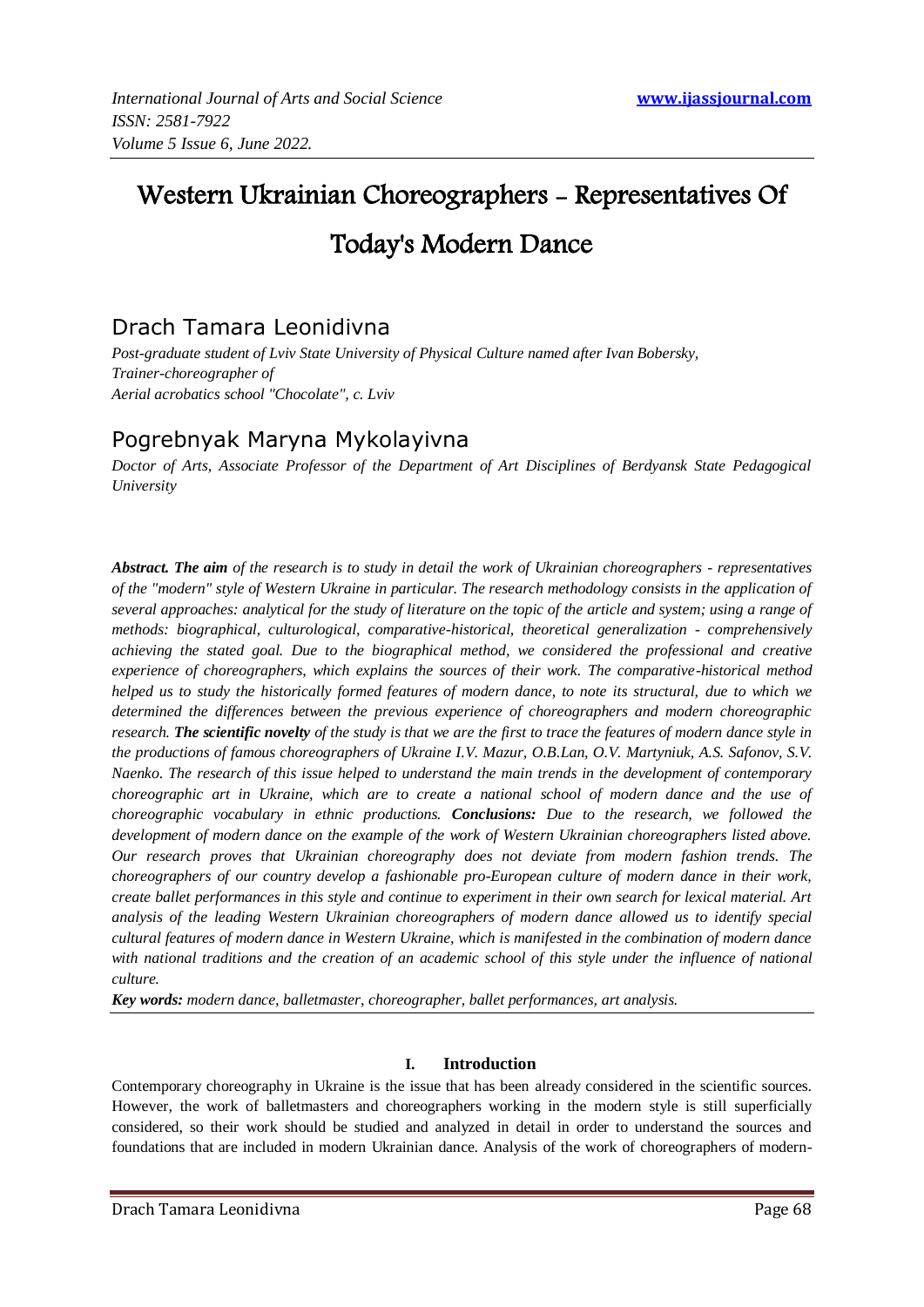# Western Ukrainian Choreographers - Representatives Of Today's Modern Dance

## Drach Tamara Leonidivna

*Post-graduate student of Lviv State University of Physical Culture named after Ivan Bobersky,*
*Trainer-choreographer of*
*Aerial acrobatics school "Chocolate", c. Lviv*

## Pogrebnyak Maryna Mykolayivna

*Doctor of Arts, Associate Professor of the Department of Art Disciplines of Berdyansk State Pedagogical University*

***Abstract. The aim*** *of the research is to study in detail the work of Ukrainian choreographers - representatives of the "modern" style of Western Ukraine in particular. The research methodology consists in the application of several approaches: analytical for the study of literature on the topic of the article and system; using a range of methods: biographical, culturological, comparative-historical, theoretical generalization - comprehensively achieving the stated goal. Due to the biographical method, we considered the professional and creative experience of choreographers, which explains the sources of their work. The comparative-historical method helped us to study the historically formed features of modern dance, to note its structural, due to which we determined the differences between the previous experience of choreographers and modern choreographic research.* ***The scientific novelty*** *of the study is that we are the first to trace the features of modern dance style in the productions of famous choreographers of Ukraine I.V. Mazur, O.B.Lan, O.V. Martyniuk, A.S. Safonov, S.V. Naenko. The research of this issue helped to understand the main trends in the development of contemporary choreographic art in Ukraine, which are to create a national school of modern dance and the use of choreographic vocabulary in ethnic productions.* ***Conclusions:*** *Due to the research, we followed the development of modern dance on the example of the work of Western Ukrainian choreographers listed above. Our research proves that Ukrainian choreography does not deviate from modern fashion trends. The choreographers of our country develop a fashionable pro-European culture of modern dance in their work, create ballet performances in this style and continue to experiment in their own search for lexical material. Art analysis of the leading Western Ukrainian choreographers of modern dance allowed us to identify special cultural features of modern dance in Western Ukraine, which is manifested in the combination of modern dance with national traditions and the creation of an academic school of this style under the influence of national culture.*

***Key words:*** *modern dance, balletmaster, choreographer, ballet performances, art analysis.*

## I. Introduction

Contemporary choreography in Ukraine is the issue that has been already considered in the scientific sources. However, the work of balletmasters and choreographers working in the modern style is still superficially considered, so their work should be studied and analyzed in detail in order to understand the sources and foundations that are included in modern Ukrainian dance. Analysis of the work of choreographers of modern-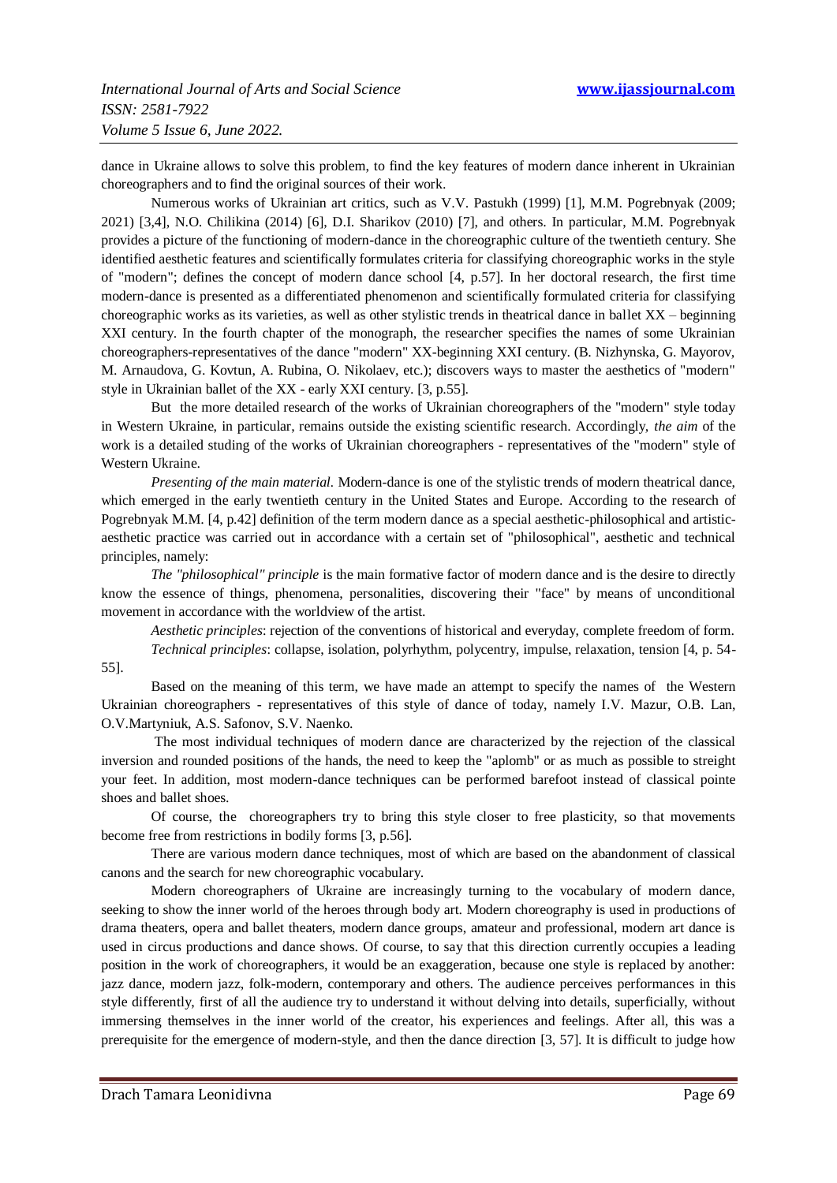dance in Ukraine allows to solve this problem, to find the key features of modern dance inherent in Ukrainian choreographers and to find the original sources of their work.

Numerous works of Ukrainian art critics, such as V.V. Pastukh (1999) [1], M.M. Pogrebnyak (2009; 2021) [3,4], N.O. Chilikina (2014) [6], D.I. Sharikov (2010) [7], and others. In particular, M.M. Pogrebnyak provides a picture of the functioning of modern-dance in the choreographic culture of the twentieth century. She identified aesthetic features and scientifically formulates criteria for classifying choreographic works in the style of "modern"; defines the concept of modern dance school [4, p.57]. In her doctoral research, the first time modern-dance is presented as a differentiated phenomenon and scientifically formulated criteria for classifying choreographic works as its varieties, as well as other stylistic trends in theatrical dance in ballet XX – beginning XXI century. In the fourth chapter of the monograph, the researcher specifies the names of some Ukrainian choreographers-representatives of the dance "modern" XX-beginning XXI century. (B. Nizhynska, G. Mayorov, M. Arnaudova, G. Kovtun, A. Rubina, O. Nikolaev, etc.); discovers ways to master the aesthetics of "modern" style in Ukrainian ballet of the XX - early XXI century. [3, p.55].

But the more detailed research of the works of Ukrainian choreographers of the "modern" style today in Western Ukraine, in particular, remains outside the existing scientific research. Accordingly, *the aim* of the work is a detailed studing of the works of Ukrainian choreographers - representatives of the "modern" style of Western Ukraine.

*Presenting of the main material.* Modern-dance is one of the stylistic trends of modern theatrical dance, which emerged in the early twentieth century in the United States and Europe. According to the research of Pogrebnyak M.M. [4, p.42] definition of the term modern dance as a special aesthetic-philosophical and artistic-aesthetic practice was carried out in accordance with a certain set of "philosophical", aesthetic and technical principles, namely:

*The "philosophical" principle* is the main formative factor of modern dance and is the desire to directly know the essence of things, phenomena, personalities, discovering their "face" by means of unconditional movement in accordance with the worldview of the artist.

*Aesthetic principles*: rejection of the conventions of historical and everyday, complete freedom of form.

*Technical principles*: collapse, isolation, polyrhythm, polycentry, impulse, relaxation, tension [4, p. 54-55].

Based on the meaning of this term, we have made an attempt to specify the names of the Western Ukrainian choreographers - representatives of this style of dance of today, namely I.V. Mazur, O.B. Lan, O.V.Martyniuk, A.S. Safonov, S.V. Naenko.

The most individual techniques of modern dance are characterized by the rejection of the classical inversion and rounded positions of the hands, the need to keep the "aplomb" or as much as possible to streight your feet. In addition, most modern-dance techniques can be performed barefoot instead of classical pointe shoes and ballet shoes.

Of course, the choreographers try to bring this style closer to free plasticity, so that movements become free from restrictions in bodily forms [3, p.56].

There are various modern dance techniques, most of which are based on the abandonment of classical canons and the search for new choreographic vocabulary.

Modern choreographers of Ukraine are increasingly turning to the vocabulary of modern dance, seeking to show the inner world of the heroes through body art. Modern choreography is used in productions of drama theaters, opera and ballet theaters, modern dance groups, amateur and professional, modern art dance is used in circus productions and dance shows. Of course, to say that this direction currently occupies a leading position in the work of choreographers, it would be an exaggeration, because one style is replaced by another: jazz dance, modern jazz, folk-modern, contemporary and others. The audience perceives performances in this style differently, first of all the audience try to understand it without delving into details, superficially, without immersing themselves in the inner world of the creator, his experiences and feelings. After all, this was a prerequisite for the emergence of modern-style, and then the dance direction [3, 57]. It is difficult to judge how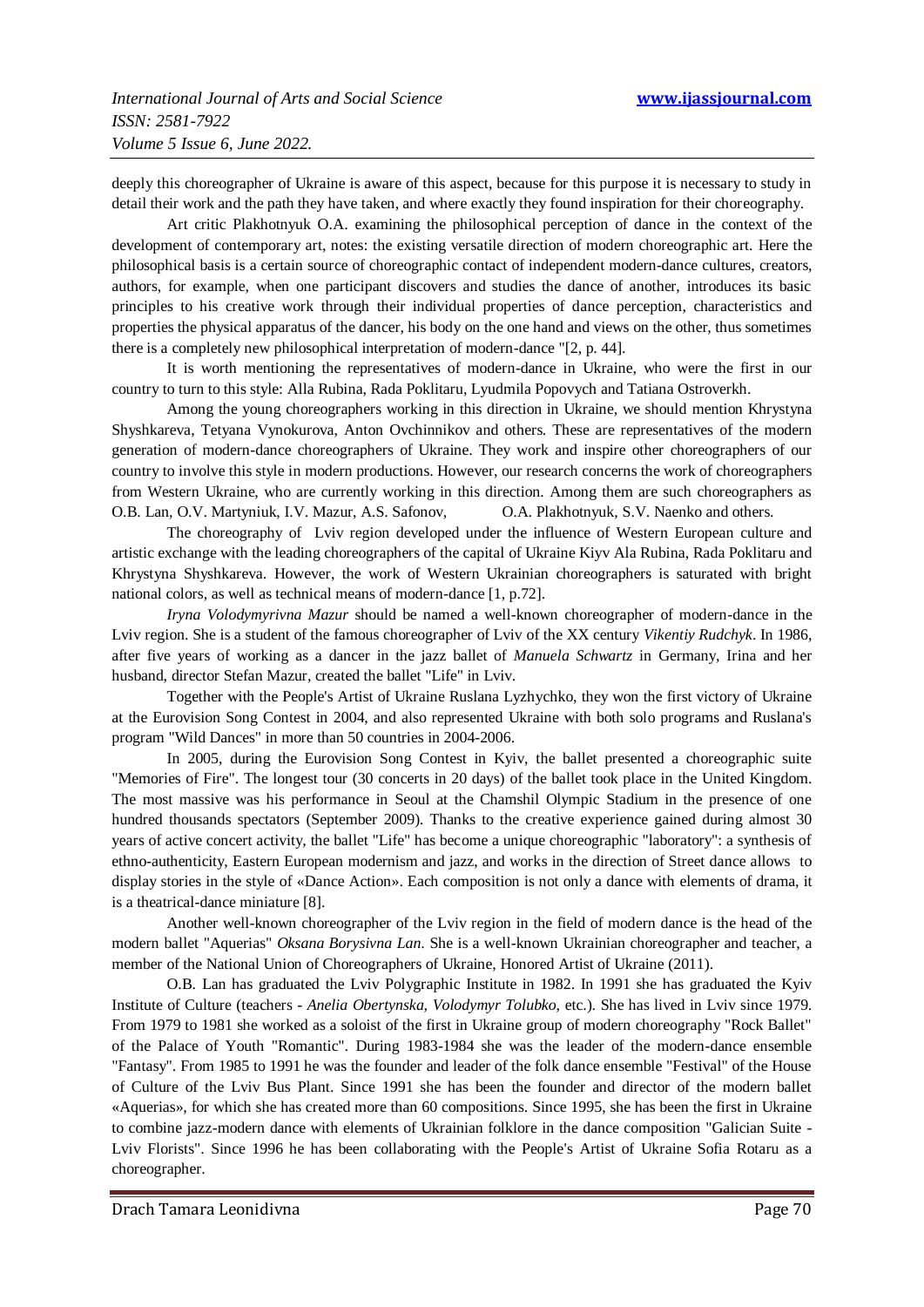deeply this choreographer of Ukraine is aware of this aspect, because for this purpose it is necessary to study in detail their work and the path they have taken, and where exactly they found inspiration for their choreography.

Art critic Plakhotnyuk O.A. examining the philosophical perception of dance in the context of the development of contemporary art, notes: the existing versatile direction of modern choreographic art. Here the philosophical basis is a certain source of choreographic contact of independent modern-dance cultures, creators, authors, for example, when one participant discovers and studies the dance of another, introduces its basic principles to his creative work through their individual properties of dance perception, characteristics and properties the physical apparatus of the dancer, his body on the one hand and views on the other, thus sometimes there is a completely new philosophical interpretation of modern-dance "[2, p. 44].

It is worth mentioning the representatives of modern-dance in Ukraine, who were the first in our country to turn to this style: Alla Rubina, Rada Poklitaru, Lyudmila Popovych and Tatiana Ostroverkh.

Among the young choreographers working in this direction in Ukraine, we should mention Khrystyna Shyshkareva, Tetyana Vynokurova, Anton Ovchinnikov and others. These are representatives of the modern generation of modern-dance choreographers of Ukraine. They work and inspire other choreographers of our country to involve this style in modern productions. However, our research concerns the work of choreographers from Western Ukraine, who are currently working in this direction. Among them are such choreographers as O.B. Lan, O.V. Martyniuk, I.V. Mazur, A.S. Safonov, O.A. Plakhotnyuk, S.V. Naenko and others.

The choreography of Lviv region developed under the influence of Western European culture and artistic exchange with the leading choreographers of the capital of Ukraine Kiyv Ala Rubina, Rada Poklitaru and Khrystyna Shyshkareva. However, the work of Western Ukrainian choreographers is saturated with bright national colors, as well as technical means of modern-dance [1, p.72].

*Iryna Volodymyrivna Mazur* should be named a well-known choreographer of modern-dance in the Lviv region. She is a student of the famous choreographer of Lviv of the XX century *Vikentiy Rudchyk*. In 1986, after five years of working as a dancer in the jazz ballet of *Manuela Schwartz* in Germany, Irina and her husband, director Stefan Mazur, created the ballet "Life" in Lviv.

Together with the People's Artist of Ukraine Ruslana Lyzhychko, they won the first victory of Ukraine at the Eurovision Song Contest in 2004, and also represented Ukraine with both solo programs and Ruslana's program "Wild Dances" in more than 50 countries in 2004-2006.

In 2005, during the Eurovision Song Contest in Kyiv, the ballet presented a choreographic suite "Memories of Fire". The longest tour (30 concerts in 20 days) of the ballet took place in the United Kingdom. The most massive was his performance in Seoul at the Chamshil Olympic Stadium in the presence of one hundred thousands spectators (September 2009). Thanks to the creative experience gained during almost 30 years of active concert activity, the ballet "Life" has become a unique choreographic "laboratory": a synthesis of ethno-authenticity, Eastern European modernism and jazz, and works in the direction of Street dance allows to display stories in the style of «Dance Action». Each composition is not only a dance with elements of drama, it is a theatrical-dance miniature [8].

Another well-known choreographer of the Lviv region in the field of modern dance is the head of the modern ballet "Aquerias" *Oksana Borysivna Lan*. She is a well-known Ukrainian choreographer and teacher, a member of the National Union of Choreographers of Ukraine, Honored Artist of Ukraine (2011).

O.B. Lan has graduated the Lviv Polygraphic Institute in 1982. In 1991 she has graduated the Kyiv Institute of Culture (teachers - *Anelia Obertynska, Volodymyr Tolubko,* etc.). She has lived in Lviv since 1979. From 1979 to 1981 she worked as a soloist of the first in Ukraine group of modern choreography "Rock Ballet" of the Palace of Youth "Romantic". During 1983-1984 she was the leader of the modern-dance ensemble "Fantasy". From 1985 to 1991 he was the founder and leader of the folk dance ensemble "Festival" of the House of Culture of the Lviv Bus Plant. Since 1991 she has been the founder and director of the modern ballet «Aquerias», for which she has created more than 60 compositions. Since 1995, she has been the first in Ukraine to combine jazz-modern dance with elements of Ukrainian folklore in the dance composition "Galician Suite - Lviv Florists". Since 1996 he has been collaborating with the People's Artist of Ukraine Sofia Rotaru as a choreographer.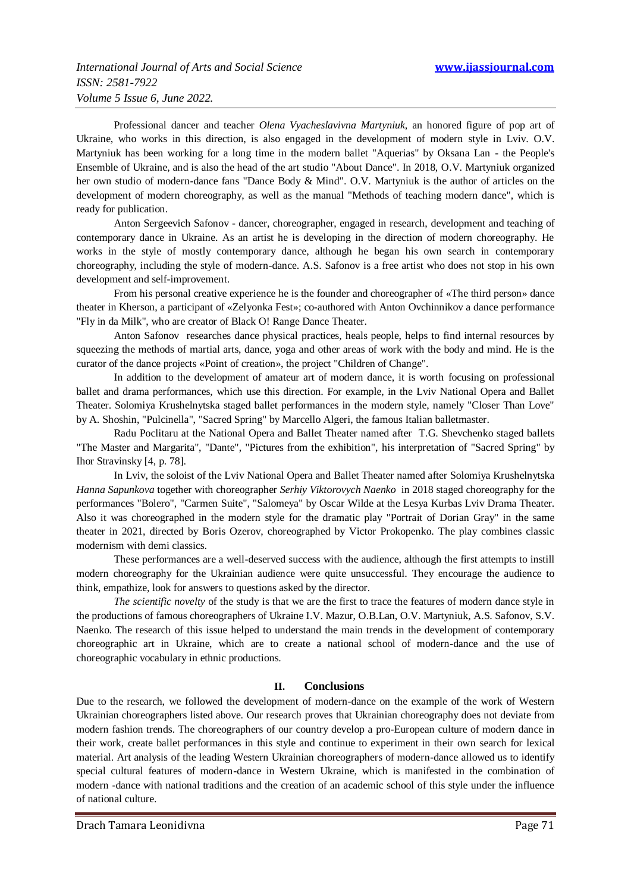Professional dancer and teacher *Olena Vyacheslavivna Martyniuk*, an honored figure of pop art of Ukraine, who works in this direction, is also engaged in the development of modern style in Lviv. O.V. Martyniuk has been working for a long time in the modern ballet "Aquerias" by Oksana Lan - the People's Ensemble of Ukraine, and is also the head of the art studio "About Dance". In 2018, O.V. Martyniuk organized her own studio of modern-dance fans "Dance Body & Mind". O.V. Martyniuk is the author of articles on the development of modern choreography, as well as the manual "Methods of teaching modern dance", which is ready for publication.

Anton Sergeevich Safonov - dancer, choreographer, engaged in research, development and teaching of contemporary dance in Ukraine. As an artist he is developing in the direction of modern choreography. He works in the style of mostly contemporary dance, although he began his own search in contemporary choreography, including the style of modern-dance. A.S. Safonov is a free artist who does not stop in his own development and self-improvement.

From his personal creative experience he is the founder and choreographer of «The third person» dance theater in Kherson, a participant of «Zelyonka Fest»; co-authored with Anton Ovchinnikov a dance performance "Fly in da Milk", who are creator of Black O! Range Dance Theater.

Anton Safonov researches dance physical practices, heals people, helps to find internal resources by squeezing the methods of martial arts, dance, yoga and other areas of work with the body and mind. He is the curator of the dance projects «Point of creation», the project "Children of Change".

In addition to the development of amateur art of modern dance, it is worth focusing on professional ballet and drama performances, which use this direction. For example, in the Lviv National Opera and Ballet Theater. Solomiya Krushelnytska staged ballet performances in the modern style, namely "Closer Than Love" by A. Shoshin, "Pulcinella", "Sacred Spring" by Marcello Algeri, the famous Italian balletmaster.

Radu Poclitaru at the National Opera and Ballet Theater named after T.G. Shevchenko staged ballets "The Master and Margarita", "Dante", "Pictures from the exhibition", his interpretation of "Sacred Spring" by Ihor Stravinsky [4, p. 78].

In Lviv, the soloist of the Lviv National Opera and Ballet Theater named after Solomiya Krushelnytska *Hanna Sapunkova* together with choreographer *Serhiy Viktorovych Naenko* in 2018 staged choreography for the performances "Bolero", "Carmen Suite", "Salomeya" by Oscar Wilde at the Lesya Kurbas Lviv Drama Theater. Also it was choreographed in the modern style for the dramatic play "Portrait of Dorian Gray" in the same theater in 2021, directed by Boris Ozerov, choreographed by Victor Prokopenko. The play combines classic modernism with demi classics.

These performances are a well-deserved success with the audience, although the first attempts to instill modern choreography for the Ukrainian audience were quite unsuccessful. They encourage the audience to think, empathize, look for answers to questions asked by the director.

*The scientific novelty* of the study is that we are the first to trace the features of modern dance style in the productions of famous choreographers of Ukraine I.V. Mazur, O.B.Lan, O.V. Martyniuk, A.S. Safonov, S.V. Naenko. The research of this issue helped to understand the main trends in the development of contemporary choreographic art in Ukraine, which are to create a national school of modern-dance and the use of choreographic vocabulary in ethnic productions.

## II. Conclusions

Due to the research, we followed the development of modern-dance on the example of the work of Western Ukrainian choreographers listed above. Our research proves that Ukrainian choreography does not deviate from modern fashion trends. The choreographers of our country develop a pro-European culture of modern dance in their work, create ballet performances in this style and continue to experiment in their own search for lexical material. Art analysis of the leading Western Ukrainian choreographers of modern-dance allowed us to identify special cultural features of modern-dance in Western Ukraine, which is manifested in the combination of modern -dance with national traditions and the creation of an academic school of this style under the influence of national culture.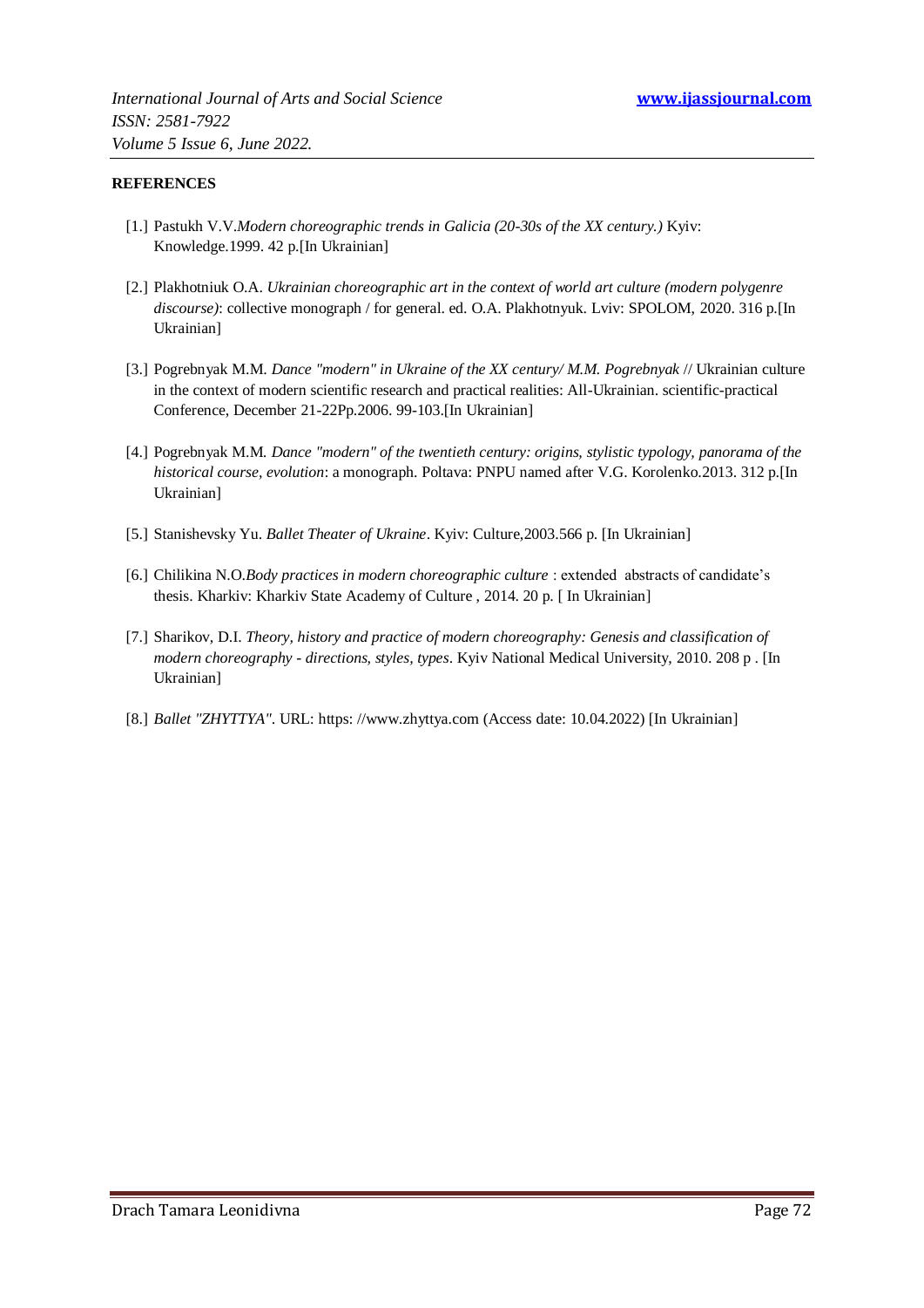**REFERENCES**

[1.] Pastukh V.V.*Modern choreographic trends in Galicia (20-30s of the XX century.)* Kyiv: Knowledge.1999. 42 p.[In Ukrainian]

[2.] Plakhotniuk O.A. *Ukrainian choreographic art in the context of world art culture (modern polygenre discourse)*: collective monograph / for general. ed. O.A. Plakhotnyuk. Lviv: SPOLOM, 2020. 316 p.[In Ukrainian]

[3.] Pogrebnyak M.M. *Dance "modern" in Ukraine of the XX century/ M.M. Pogrebnyak* // Ukrainian culture in the context of modern scientific research and practical realities: All-Ukrainian. scientific-practical Conference, December 21-22Pp.2006. 99-103.[In Ukrainian]

[4.] Pogrebnyak M.M. *Dance "modern" of the twentieth century: origins, stylistic typology, panorama of the historical course, evolution*: a monograph. Poltava: PNPU named after V.G. Korolenko.2013. 312 p.[In Ukrainian]

[5.] Stanishevsky Yu. *Ballet Theater of Ukraine*. Kyiv: Culture,2003.566 p. [In Ukrainian]

[6.] Chilikina N.O.*Body practices in modern choreographic culture* : extended abstracts of candidate's thesis. Kharkiv: Kharkiv State Academy of Culture , 2014. 20 p. [ In Ukrainian]

[7.] Sharikov, D.I. *Theory, history and practice of modern choreography: Genesis and classification of modern choreography - directions, styles, types*. Kyiv National Medical University, 2010. 208 p . [In Ukrainian]

[8.] *Ballet "ZHYTTYA"*. URL: https: //www.zhyttya.com (Access date: 10.04.2022) [In Ukrainian]